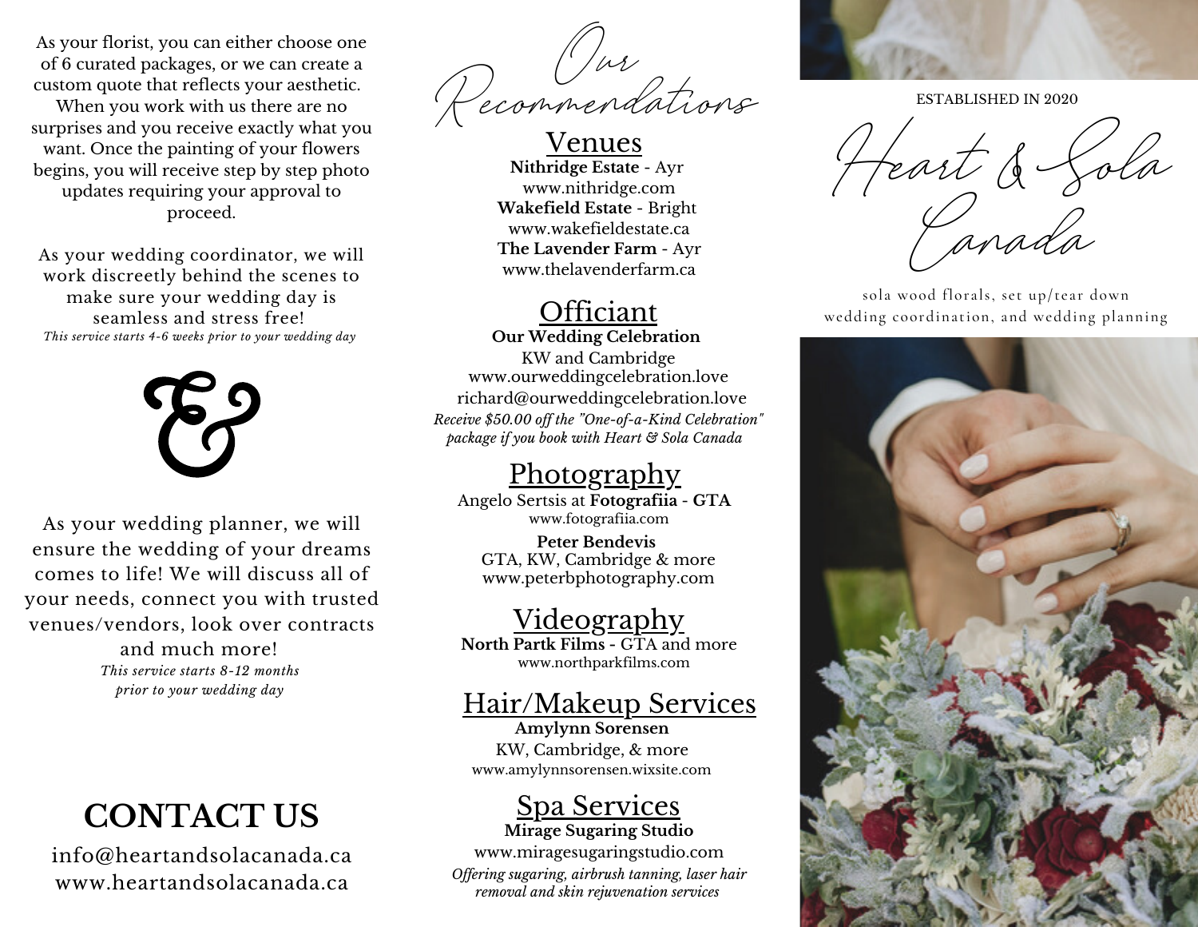As your florist, you can either choose one of 6 curated packages, or we can create a custom quote that reflects your aesthetic. When you work with us there are no surprises and you receive exactly what you want. Once the painting of your flowers begins, you will receive step by step photo updates requiring your approval to proceed.

As your wedding coordinator, we will work discreetly behind the scenes to make sure your wedding day is seamless and stress free!
*This service starts 4-6 weeks prior to your wedding day*

&

As your wedding planner, we will ensure the wedding of your dreams comes to life! We will discuss all of your needs, connect you with trusted venues/vendors, look over contracts and much more!
*This service starts 8-12 months prior to your wedding day*

## CONTACT US

info@heartandsolacanada.ca
www.heartandsolacanada.ca

# Our Recommendations

## Venues

**Nithridge Estate** - Ayr
www.nithridge.com
**Wakefield Estate** - Bright
www.wakefieldestate.ca
**The Lavender Farm** - Ayr
www.thelavenderfarm.ca

## Officiant

**Our Wedding Celebration**
KW and Cambridge
www.ourweddingcelebration.love
richard@ourweddingcelebration.love
*Receive $50.00 off the "One-of-a-Kind Celebration" package if you book with Heart & Sola Canada*

## Photography

Angelo Sertsis at **Fotografiia - GTA**
www.fotografiia.com

**Peter Bendevis**
GTA, KW, Cambridge & more
www.peterbphotography.com

## Videography

**North Partk Films -** GTA and more
www.northparkfilms.com

## Hair/Makeup Services

**Amylynn Sorensen**
KW, Cambridge, & more
www.amylynnsorensen.wixsite.com

## Spa Services

**Mirage Sugaring Studio**
www.miragesugaringstudio.com
*Offering sugaring, airbrush tanning, laser hair removal and skin rejuvenation services*

ESTABLISHED IN 2020

# Heart & Sola Canada

sola wood florals, set up/tear down wedding coordination, and wedding planning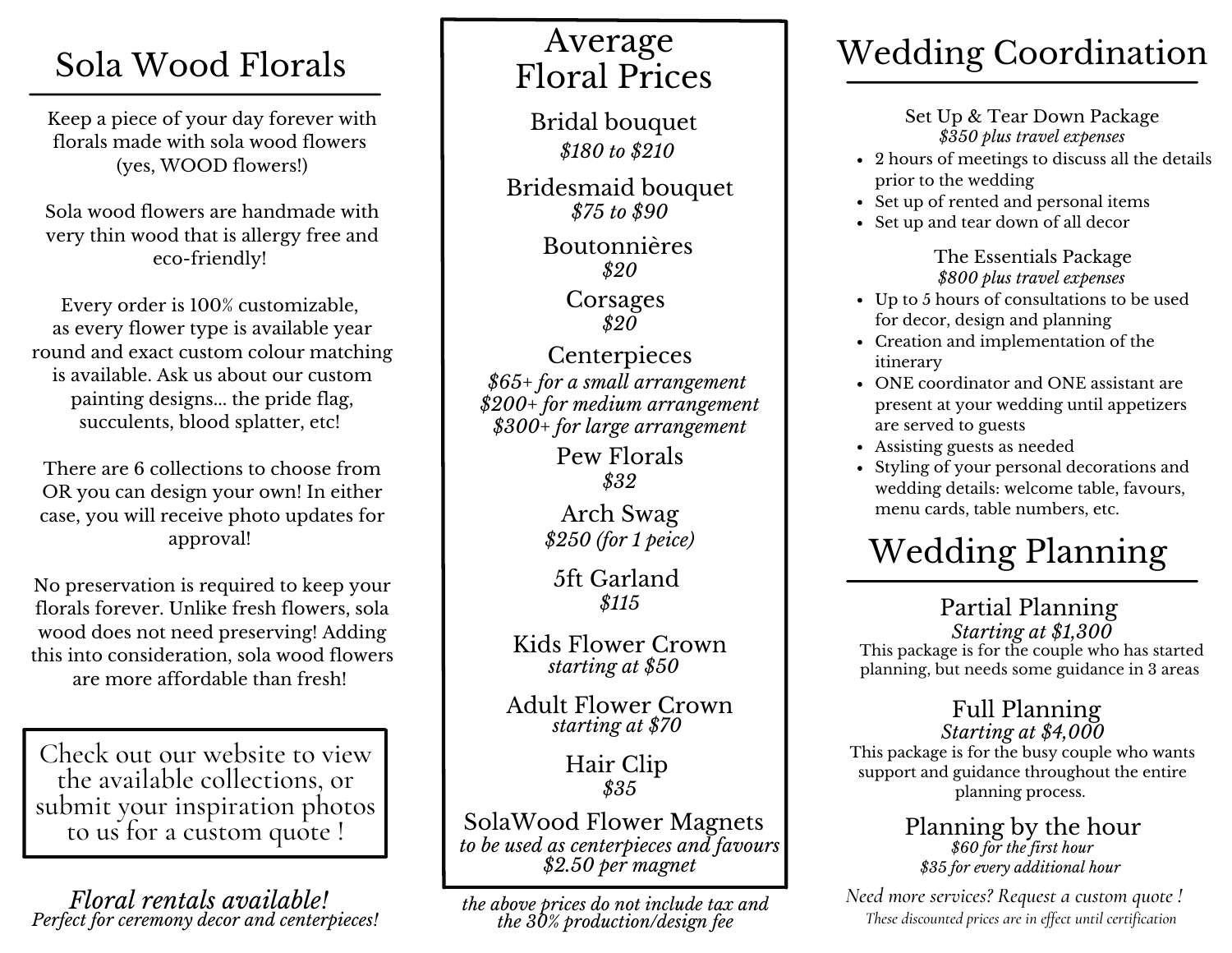# Sola Wood Florals

Keep a piece of your day forever with florals made with sola wood flowers (yes, WOOD flowers!)

Sola wood flowers are handmade with very thin wood that is allergy free and eco-friendly!

Every order is 100% customizable, as every flower type is available year round and exact custom colour matching is available. Ask us about our custom painting designs... the pride flag, succulents, blood splatter, etc!

There are 6 collections to choose from OR you can design your own! In either case, you will receive photo updates for approval!

No preservation is required to keep your florals forever. Unlike fresh flowers, sola wood does not need preserving! Adding this into consideration, sola wood flowers are more affordable than fresh!

Check out our website to view the available collections, or submit your inspiration photos to us for a custom quote !

*Floral rentals available!*
*Perfect for ceremony decor and centerpieces!*

# Average Floral Prices

Bridal bouquet
*$180 to $210*

Bridesmaid bouquet
*$75 to $90*

Boutonnières
*$20*

Corsages
*$20*

Centerpieces
*$65+ for a small arrangement*
*$200+ for medium arrangement*
*$300+ for large arrangement*

Pew Florals
*$32*

Arch Swag
*$250 (for 1 peice)*

5ft Garland
*$115*

Kids Flower Crown
*starting at $50*

Adult Flower Crown
*starting at $70*

Hair Clip
*$35*

SolaWood Flower Magnets
*to be used as centerpieces and favours*
*$2.50 per magnet*

*the above prices do not include tax and the 30% production/design fee*

# Wedding Coordination

Set Up & Tear Down Package
*$350 plus travel expenses*

- 2 hours of meetings to discuss all the details prior to the wedding
- Set up of rented and personal items
- Set up and tear down of all decor

The Essentials Package
*$800 plus travel expenses*

- Up to 5 hours of consultations to be used for decor, design and planning
- Creation and implementation of the itinerary
- ONE coordinator and ONE assistant are present at your wedding until appetizers are served to guests
- Assisting guests as needed
- Styling of your personal decorations and wedding details: welcome table, favours, menu cards, table numbers, etc.

# Wedding Planning

Partial Planning
*Starting at $1,300*
This package is for the couple who has started planning, but needs some guidance in 3 areas

Full Planning
*Starting at $4,000*
This package is for the busy couple who wants support and guidance throughout the entire planning process.

Planning by the hour
*$60 for the first hour*
*$35 for every additional hour*

*Need more services? Request a custom quote !*
*These discounted prices are in effect until certification*